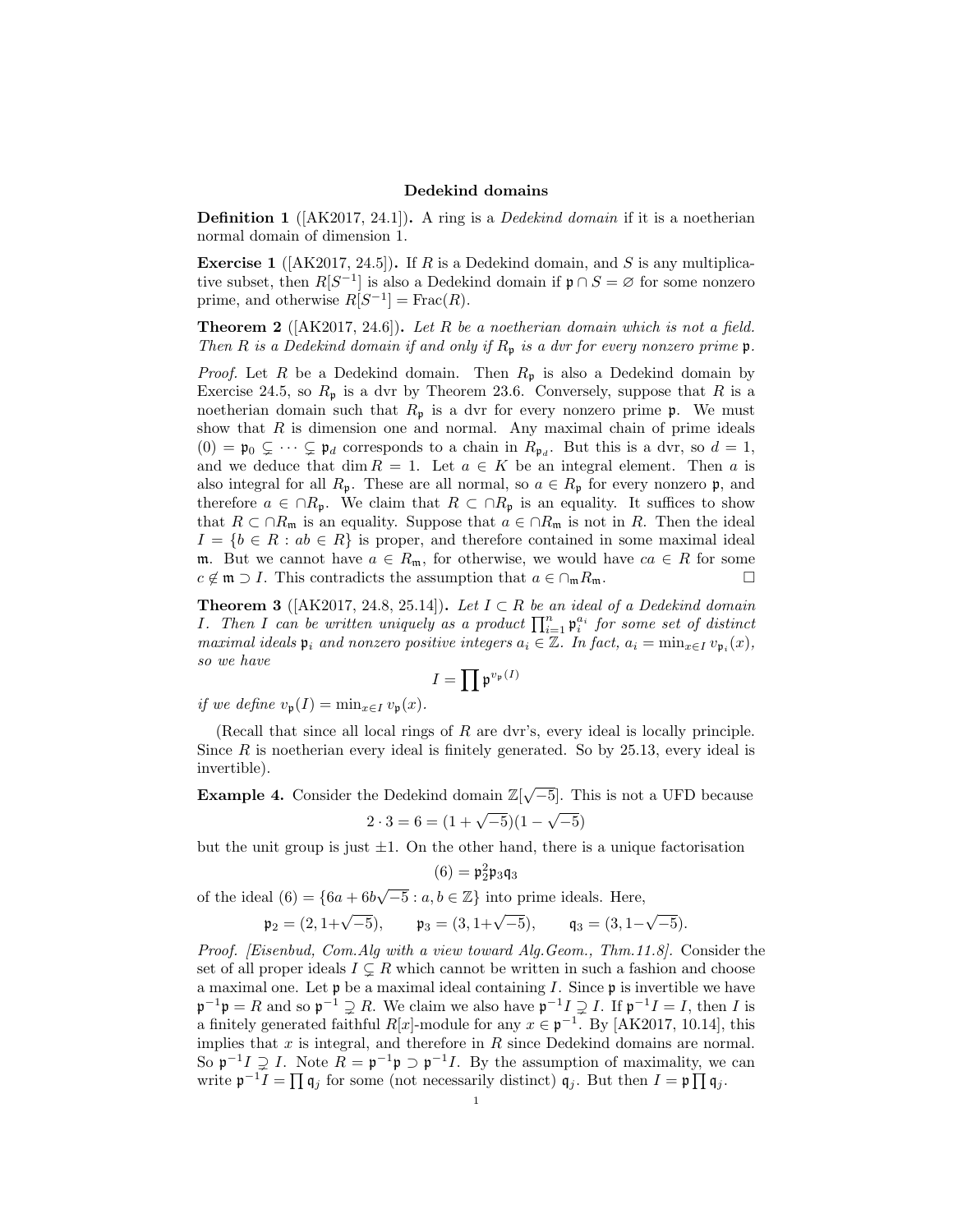# Dedekind domains

**Definition 1** ([AK2017, 24.1])**.** A ring is a *Dedekind domain* if it is a noetherian normal domain of dimension 1.

**Exercise 1** ([AK2017, 24.5])**.** If $R$ is a Dedekind domain, and $S$ is any multiplicative subset, then $R[S^{-1}]$ is also a Dedekind domain if $\mathfrak{p} \cap S = \varnothing$ for some nonzero prime, and otherwise $R[S^{-1}] = \mathrm{Frac}(R)$.

**Theorem 2** ([AK2017, 24.6])**.** *Let $R$ be a noetherian domain which is not a field. Then $R$ is a Dedekind domain if and only if $R_\mathfrak{p}$ is a dvr for every nonzero prime $\mathfrak{p}$.*

*Proof.* Let $R$ be a Dedekind domain. Then $R_\mathfrak{p}$ is also a Dedekind domain by Exercise 24.5, so $R_\mathfrak{p}$ is a dvr by Theorem 23.6. Conversely, suppose that $R$ is a noetherian domain such that $R_\mathfrak{p}$ is a dvr for every nonzero prime $\mathfrak{p}$. We must show that $R$ is dimension one and normal. Any maximal chain of prime ideals $(0) = \mathfrak{p}_0 \subsetneq \cdots \subsetneq \mathfrak{p}_d$ corresponds to a chain in $R_{\mathfrak{p}_d}$. But this is a dvr, so $d = 1$, and we deduce that $\dim R = 1$. Let $a \in K$ be an integral element. Then $a$ is also integral for all $R_\mathfrak{p}$. These are all normal, so $a \in R_\mathfrak{p}$ for every nonzero $\mathfrak{p}$, and therefore $a \in \cap R_\mathfrak{p}$. We claim that $R \subset \cap R_\mathfrak{p}$ is an equality. It suffices to show that $R \subset \cap R_\mathfrak{m}$ is an equality. Suppose that $a \in \cap R_\mathfrak{m}$ is not in $R$. Then the ideal $I = \{b \in R : ab \in R\}$ is proper, and therefore contained in some maximal ideal $\mathfrak{m}$. But we cannot have $a \in R_\mathfrak{m}$, for otherwise, we would have $ca \in R$ for some $c \notin \mathfrak{m} \supset I$. This contradicts the assumption that $a \in \cap_\mathfrak{m} R_\mathfrak{m}$. $\square$

**Theorem 3** ([AK2017, 24.8, 25.14])**.** *Let $I \subset R$ be an ideal of a Dedekind domain $I$. Then $I$ can be written uniquely as a product $\prod_{i=1}^n \mathfrak{p}_i^{a_i}$ for some set of distinct maximal ideals $\mathfrak{p}_i$ and nonzero positive integers $a_i \in \mathbb{Z}$. In fact, $a_i = \min_{x \in I} v_{\mathfrak{p}_i}(x)$, so we have*

$$I = \prod \mathfrak{p}^{v_\mathfrak{p}(I)}$$

*if we define $v_\mathfrak{p}(I) = \min_{x \in I} v_\mathfrak{p}(x)$.*

(Recall that since all local rings of $R$ are dvr's, every ideal is locally principle. Since $R$ is noetherian every ideal is finitely generated. So by 25.13, every ideal is invertible).

**Example 4.** Consider the Dedekind domain $\mathbb{Z}[\sqrt{-5}]$. This is not a UFD because

$$2 \cdot 3 = 6 = (1 + \sqrt{-5})(1 - \sqrt{-5})$$

but the unit group is just $\pm 1$. On the other hand, there is a unique factorisation

$$(6) = \mathfrak{p}_2^2 \mathfrak{p}_3 \mathfrak{q}_3$$

of the ideal $(6) = \{6a + 6b\sqrt{-5} : a, b \in \mathbb{Z}\}$ into prime ideals. Here,

$$\mathfrak{p}_2 = (2, 1+\sqrt{-5}), \qquad \mathfrak{p}_3 = (3, 1+\sqrt{-5}), \qquad \mathfrak{q}_3 = (3, 1-\sqrt{-5}).$$

*Proof. [Eisenbud, Com.Alg with a view toward Alg.Geom., Thm.11.8].* Consider the set of all proper ideals $I \subsetneq R$ which cannot be written in such a fashion and choose a maximal one. Let $\mathfrak{p}$ be a maximal ideal containing $I$. Since $\mathfrak{p}$ is invertible we have $\mathfrak{p}^{-1}\mathfrak{p} = R$ and so $\mathfrak{p}^{-1} \supsetneq R$. We claim we also have $\mathfrak{p}^{-1}I \supsetneq I$. If $\mathfrak{p}^{-1}I = I$, then $I$ is a finitely generated faithful $R[x]$-module for any $x \in \mathfrak{p}^{-1}$. By [AK2017, 10.14], this implies that $x$ is integral, and therefore in $R$ since Dedekind domains are normal. So $\mathfrak{p}^{-1}I \supsetneq I$. Note $R = \mathfrak{p}^{-1}\mathfrak{p} \supset \mathfrak{p}^{-1}I$. By the assumption of maximality, we can write $\mathfrak{p}^{-1}I = \prod \mathfrak{q}_j$ for some (not necessarily distinct) $\mathfrak{q}_j$. But then $I = \mathfrak{p} \prod \mathfrak{q}_j$.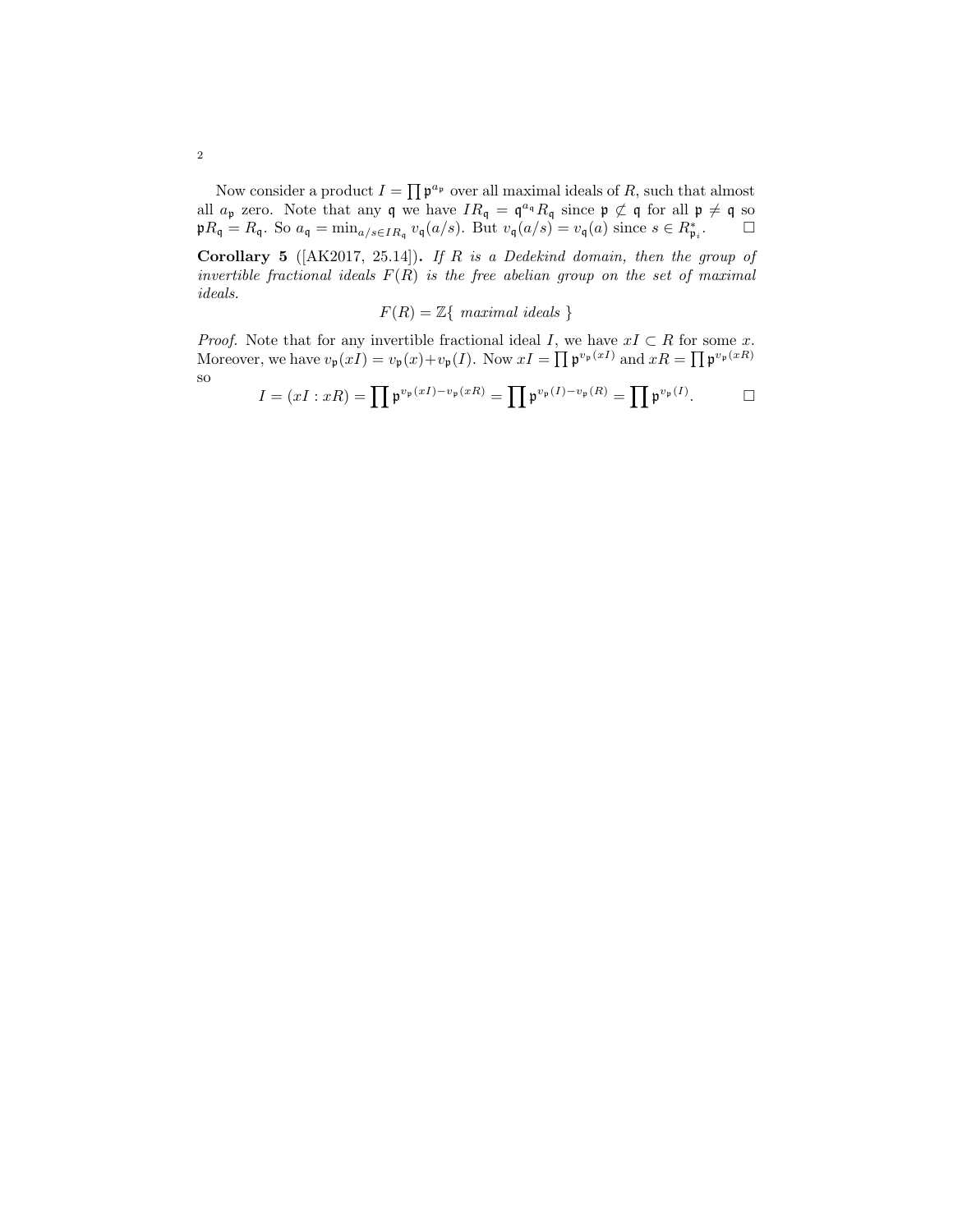Now consider a product $I = \prod \mathfrak{p}^{a_\mathfrak{p}}$ over all maximal ideals of $R$, such that almost all $a_\mathfrak{p}$ zero. Note that any $\mathfrak{q}$ we have $IR_\mathfrak{q} = \mathfrak{q}^{a_\mathfrak{q}} R_\mathfrak{q}$ since $\mathfrak{p} \not\subset \mathfrak{q}$ for all $\mathfrak{p} \neq \mathfrak{q}$ so $\mathfrak{p} R_\mathfrak{q} = R_\mathfrak{q}$. So $a_\mathfrak{q} = \min_{a/s \in IR_\mathfrak{q}} v_\mathfrak{q}(a/s)$. But $v_\mathfrak{q}(a/s) = v_\mathfrak{q}(a)$ since $s \in R^*_{\mathfrak{p}_i}$. □

**Corollary 5** ([AK2017, 25.14])**.** *If $R$ is a Dedekind domain, then the group of invertible fractional ideals $F(R)$ is the free abelian group on the set of maximal ideals.*

$$F(R) = \mathbb{Z}\{ \text{ maximal ideals } \}$$

*Proof.* Note that for any invertible fractional ideal $I$, we have $xI \subset R$ for some $x$. Moreover, we have $v_\mathfrak{p}(xI) = v_\mathfrak{p}(x) + v_\mathfrak{p}(I)$. Now $xI = \prod \mathfrak{p}^{v_\mathfrak{p}(xI)}$ and $xR = \prod \mathfrak{p}^{v_\mathfrak{p}(xR)}$ so

$$I = (xI : xR) = \prod \mathfrak{p}^{v_\mathfrak{p}(xI) - v_\mathfrak{p}(xR)} = \prod \mathfrak{p}^{v_\mathfrak{p}(I) - v_\mathfrak{p}(R)} = \prod \mathfrak{p}^{v_\mathfrak{p}(I)}.$$

□